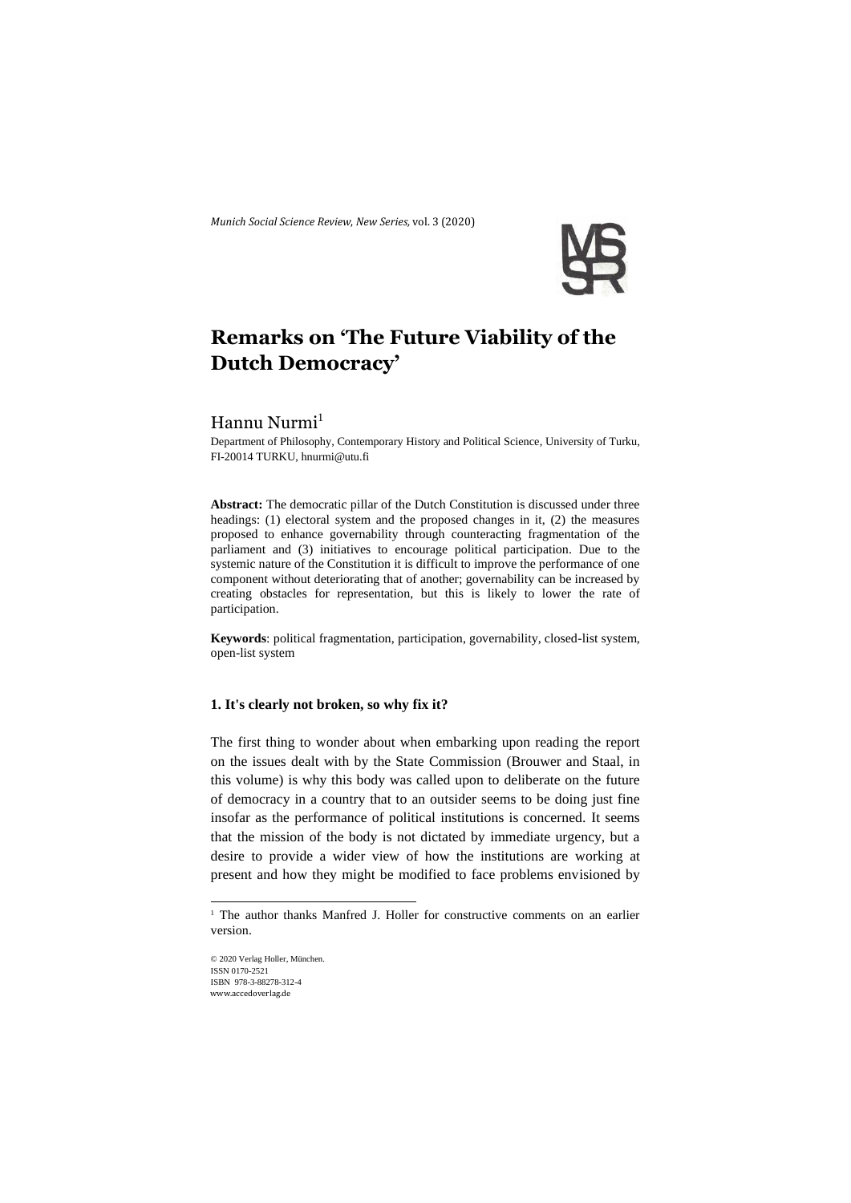*Munich Social Science Review, New Series,* vol. 3 (2020)

# Remarks on 'The Future Viability of the Dutch Democracy'

Hannu Nurmi[1]

Department of Philosophy, Contemporary History and Political Science, University of Turku, FI-20014 TURKU, hnurmi@utu.fi

**Abstract:** The democratic pillar of the Dutch Constitution is discussed under three headings: (1) electoral system and the proposed changes in it, (2) the measures proposed to enhance governability through counteracting fragmentation of the parliament and (3) initiatives to encourage political participation. Due to the systemic nature of the Constitution it is difficult to improve the performance of one component without deteriorating that of another; governability can be increased by creating obstacles for representation, but this is likely to lower the rate of participation.

**Keywords**: political fragmentation, participation, governability, closed-list system, open-list system

### 1. It's clearly not broken, so why fix it?

The first thing to wonder about when embarking upon reading the report on the issues dealt with by the State Commission (Brouwer and Staal, in this volume) is why this body was called upon to deliberate on the future of democracy in a country that to an outsider seems to be doing just fine insofar as the performance of political institutions is concerned. It seems that the mission of the body is not dictated by immediate urgency, but a desire to provide a wider view of how the institutions are working at present and how they might be modified to face problems envisioned by

[1] The author thanks Manfred J. Holler for constructive comments on an earlier version.

© 2020 Verlag Holler, München.
ISSN 0170-2521
ISBN 978-3-88278-312-4
www.accedoverlag.de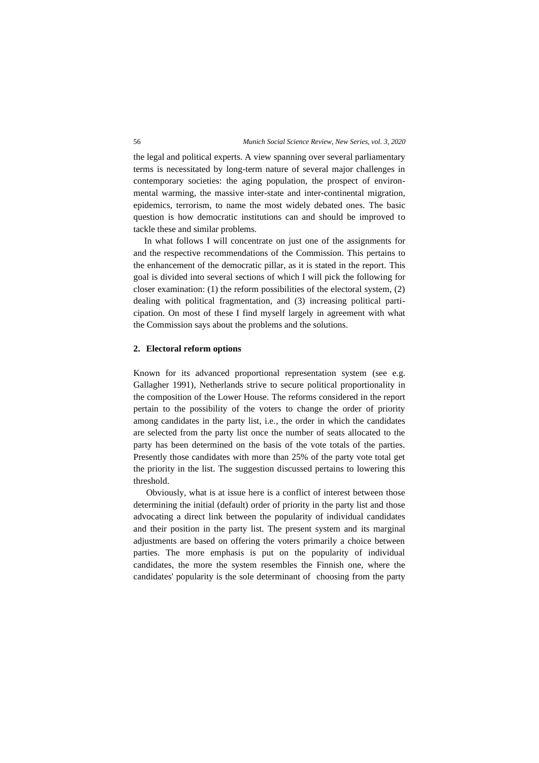the legal and political experts. A view spanning over several parliamentary terms is necessitated by long-term nature of several major challenges in contemporary societies: the aging population, the prospect of environmental warming, the massive inter-state and inter-continental migration, epidemics, terrorism, to name the most widely debated ones. The basic question is how democratic institutions can and should be improved to tackle these and similar problems.

In what follows I will concentrate on just one of the assignments for and the respective recommendations of the Commission. This pertains to the enhancement of the democratic pillar, as it is stated in the report. This goal is divided into several sections of which I will pick the following for closer examination: (1) the reform possibilities of the electoral system, (2) dealing with political fragmentation, and (3) increasing political participation. On most of these I find myself largely in agreement with what the Commission says about the problems and the solutions.

## 2. Electoral reform options

Known for its advanced proportional representation system (see e.g. Gallagher 1991), Netherlands strive to secure political proportionality in the composition of the Lower House. The reforms considered in the report pertain to the possibility of the voters to change the order of priority among candidates in the party list, i.e., the order in which the candidates are selected from the party list once the number of seats allocated to the party has been determined on the basis of the vote totals of the parties. Presently those candidates with more than 25% of the party vote total get the priority in the list. The suggestion discussed pertains to lowering this threshold.

Obviously, what is at issue here is a conflict of interest between those determining the initial (default) order of priority in the party list and those advocating a direct link between the popularity of individual candidates and their position in the party list. The present system and its marginal adjustments are based on offering the voters primarily a choice between parties. The more emphasis is put on the popularity of individual candidates, the more the system resembles the Finnish one, where the candidates' popularity is the sole determinant of choosing from the party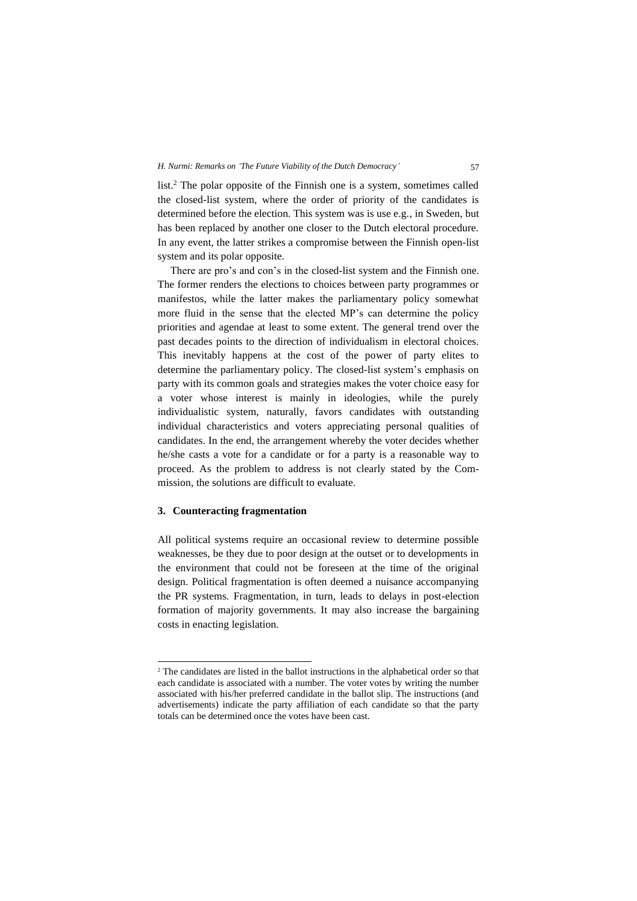list.[2] The polar opposite of the Finnish one is a system, sometimes called the closed-list system, where the order of priority of the candidates is determined before the election. This system was is use e.g., in Sweden, but has been replaced by another one closer to the Dutch electoral procedure. In any event, the latter strikes a compromise between the Finnish open-list system and its polar opposite.

There are pro's and con's in the closed-list system and the Finnish one. The former renders the elections to choices between party programmes or manifestos, while the latter makes the parliamentary policy somewhat more fluid in the sense that the elected MP's can determine the policy priorities and agendae at least to some extent. The general trend over the past decades points to the direction of individualism in electoral choices. This inevitably happens at the cost of the power of party elites to determine the parliamentary policy. The closed-list system's emphasis on party with its common goals and strategies makes the voter choice easy for a voter whose interest is mainly in ideologies, while the purely individualistic system, naturally, favors candidates with outstanding individual characteristics and voters appreciating personal qualities of candidates. In the end, the arrangement whereby the voter decides whether he/she casts a vote for a candidate or for a party is a reasonable way to proceed. As the problem to address is not clearly stated by the Commission, the solutions are difficult to evaluate.

## 3. Counteracting fragmentation

All political systems require an occasional review to determine possible weaknesses, be they due to poor design at the outset or to developments in the environment that could not be foreseen at the time of the original design. Political fragmentation is often deemed a nuisance accompanying the PR systems. Fragmentation, in turn, leads to delays in post-election formation of majority governments. It may also increase the bargaining costs in enacting legislation.

---

[2] The candidates are listed in the ballot instructions in the alphabetical order so that each candidate is associated with a number. The voter votes by writing the number associated with his/her preferred candidate in the ballot slip. The instructions (and advertisements) indicate the party affiliation of each candidate so that the party totals can be determined once the votes have been cast.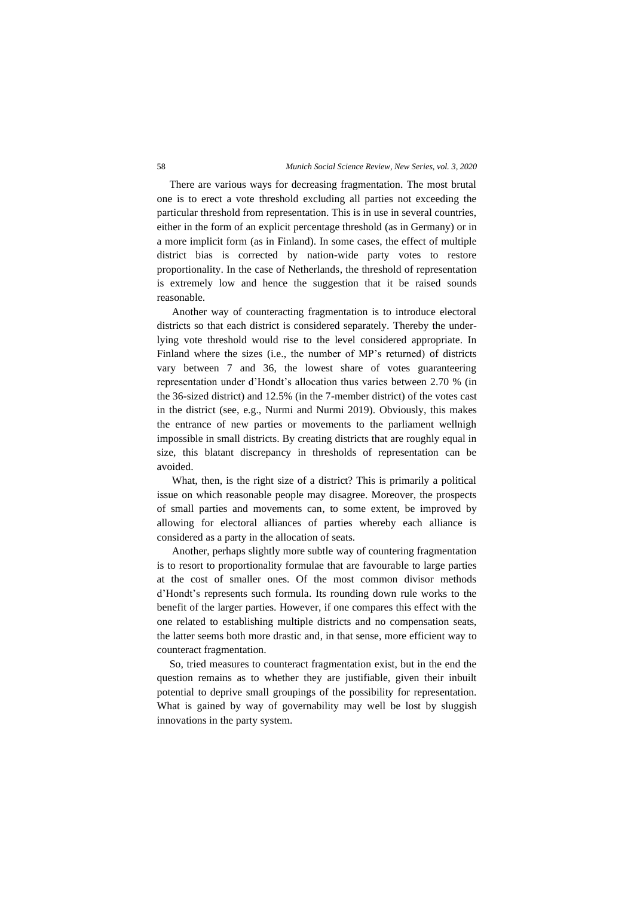There are various ways for decreasing fragmentation. The most brutal one is to erect a vote threshold excluding all parties not exceeding the particular threshold from representation. This is in use in several countries, either in the form of an explicit percentage threshold (as in Germany) or in a more implicit form (as in Finland). In some cases, the effect of multiple district bias is corrected by nation-wide party votes to restore proportionality. In the case of Netherlands, the threshold of representation is extremely low and hence the suggestion that it be raised sounds reasonable.

Another way of counteracting fragmentation is to introduce electoral districts so that each district is considered separately. Thereby the underlying vote threshold would rise to the level considered appropriate. In Finland where the sizes (i.e., the number of MP's returned) of districts vary between 7 and 36, the lowest share of votes guaranteeing representation under d'Hondt's allocation thus varies between 2.70 % (in the 36-sized district) and 12.5% (in the 7-member district) of the votes cast in the district (see, e.g., Nurmi and Nurmi 2019). Obviously, this makes the entrance of new parties or movements to the parliament wellnigh impossible in small districts. By creating districts that are roughly equal in size, this blatant discrepancy in thresholds of representation can be avoided.

What, then, is the right size of a district? This is primarily a political issue on which reasonable people may disagree. Moreover, the prospects of small parties and movements can, to some extent, be improved by allowing for electoral alliances of parties whereby each alliance is considered as a party in the allocation of seats.

Another, perhaps slightly more subtle way of countering fragmentation is to resort to proportionality formulae that are favourable to large parties at the cost of smaller ones. Of the most common divisor methods d'Hondt's represents such formula. Its rounding down rule works to the benefit of the larger parties. However, if one compares this effect with the one related to establishing multiple districts and no compensation seats, the latter seems both more drastic and, in that sense, more efficient way to counteract fragmentation.

So, tried measures to counteract fragmentation exist, but in the end the question remains as to whether they are justifiable, given their inbuilt potential to deprive small groupings of the possibility for representation. What is gained by way of governability may well be lost by sluggish innovations in the party system.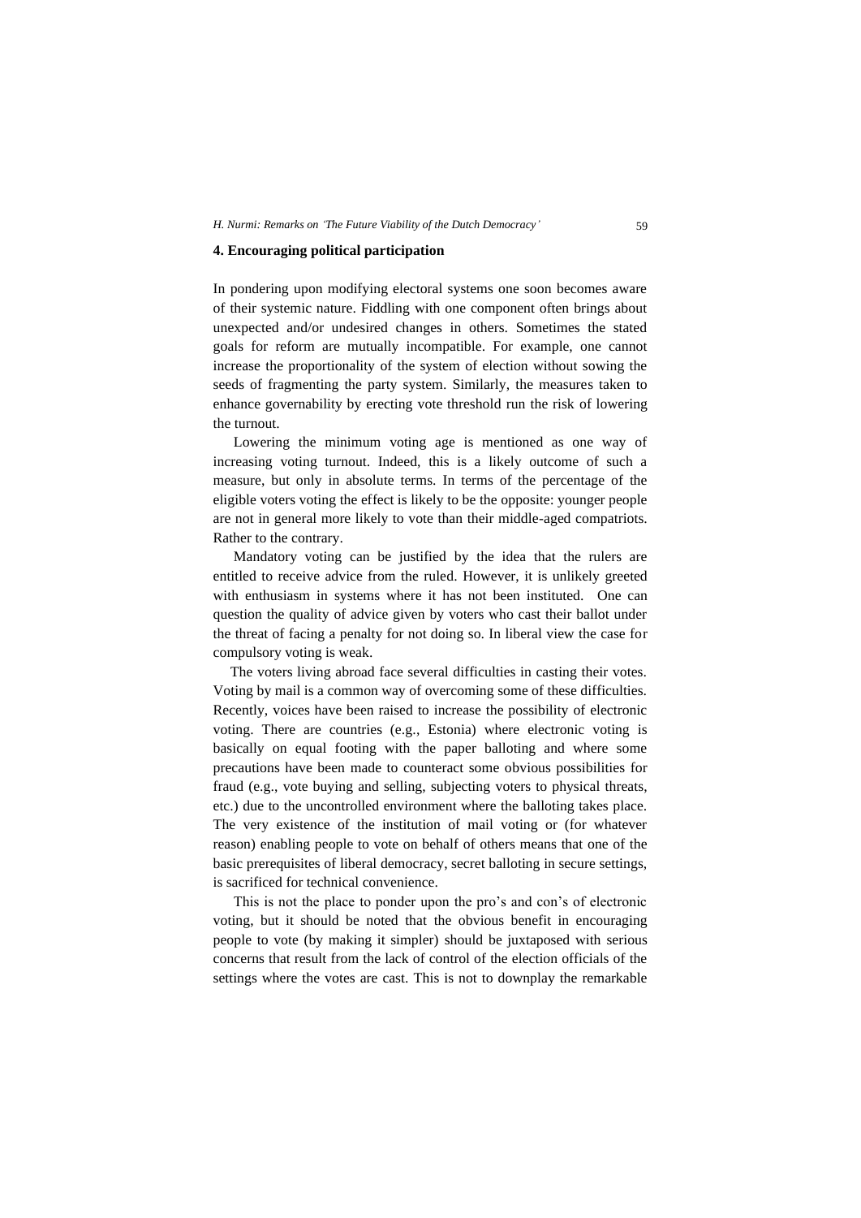## 4. Encouraging political participation

In pondering upon modifying electoral systems one soon becomes aware of their systemic nature. Fiddling with one component often brings about unexpected and/or undesired changes in others. Sometimes the stated goals for reform are mutually incompatible. For example, one cannot increase the proportionality of the system of election without sowing the seeds of fragmenting the party system. Similarly, the measures taken to enhance governability by erecting vote threshold run the risk of lowering the turnout.

Lowering the minimum voting age is mentioned as one way of increasing voting turnout. Indeed, this is a likely outcome of such a measure, but only in absolute terms. In terms of the percentage of the eligible voters voting the effect is likely to be the opposite: younger people are not in general more likely to vote than their middle-aged compatriots. Rather to the contrary.

Mandatory voting can be justified by the idea that the rulers are entitled to receive advice from the ruled. However, it is unlikely greeted with enthusiasm in systems where it has not been instituted. One can question the quality of advice given by voters who cast their ballot under the threat of facing a penalty for not doing so. In liberal view the case for compulsory voting is weak.

The voters living abroad face several difficulties in casting their votes. Voting by mail is a common way of overcoming some of these difficulties. Recently, voices have been raised to increase the possibility of electronic voting. There are countries (e.g., Estonia) where electronic voting is basically on equal footing with the paper balloting and where some precautions have been made to counteract some obvious possibilities for fraud (e.g., vote buying and selling, subjecting voters to physical threats, etc.) due to the uncontrolled environment where the balloting takes place. The very existence of the institution of mail voting or (for whatever reason) enabling people to vote on behalf of others means that one of the basic prerequisites of liberal democracy, secret balloting in secure settings, is sacrificed for technical convenience.

This is not the place to ponder upon the pro's and con's of electronic voting, but it should be noted that the obvious benefit in encouraging people to vote (by making it simpler) should be juxtaposed with serious concerns that result from the lack of control of the election officials of the settings where the votes are cast. This is not to downplay the remarkable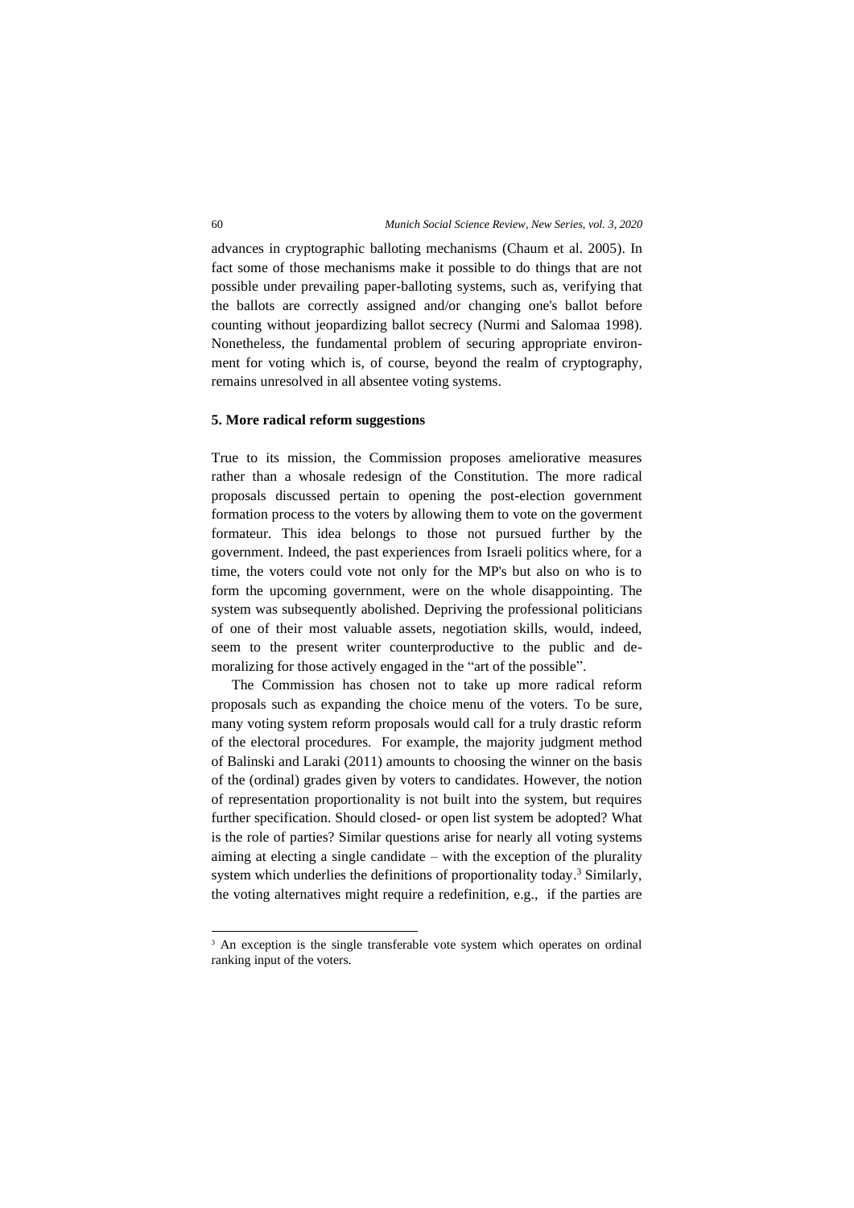advances in cryptographic balloting mechanisms (Chaum et al. 2005). In fact some of those mechanisms make it possible to do things that are not possible under prevailing paper-balloting systems, such as, verifying that the ballots are correctly assigned and/or changing one's ballot before counting without jeopardizing ballot secrecy (Nurmi and Salomaa 1998). Nonetheless, the fundamental problem of securing appropriate environment for voting which is, of course, beyond the realm of cryptography, remains unresolved in all absentee voting systems.

### 5. More radical reform suggestions

True to its mission, the Commission proposes ameliorative measures rather than a whosale redesign of the Constitution. The more radical proposals discussed pertain to opening the post-election government formation process to the voters by allowing them to vote on the goverment formateur. This idea belongs to those not pursued further by the government. Indeed, the past experiences from Israeli politics where, for a time, the voters could vote not only for the MP's but also on who is to form the upcoming government, were on the whole disappointing. The system was subsequently abolished. Depriving the professional politicians of one of their most valuable assets, negotiation skills, would, indeed, seem to the present writer counterproductive to the public and demoralizing for those actively engaged in the "art of the possible".

The Commission has chosen not to take up more radical reform proposals such as expanding the choice menu of the voters. To be sure, many voting system reform proposals would call for a truly drastic reform of the electoral procedures. For example, the majority judgment method of Balinski and Laraki (2011) amounts to choosing the winner on the basis of the (ordinal) grades given by voters to candidates. However, the notion of representation proportionality is not built into the system, but requires further specification. Should closed- or open list system be adopted? What is the role of parties? Similar questions arise for nearly all voting systems aiming at electing a single candidate – with the exception of the plurality system which underlies the definitions of proportionality today.[3] Similarly, the voting alternatives might require a redefinition, e.g., if the parties are

[3] An exception is the single transferable vote system which operates on ordinal ranking input of the voters.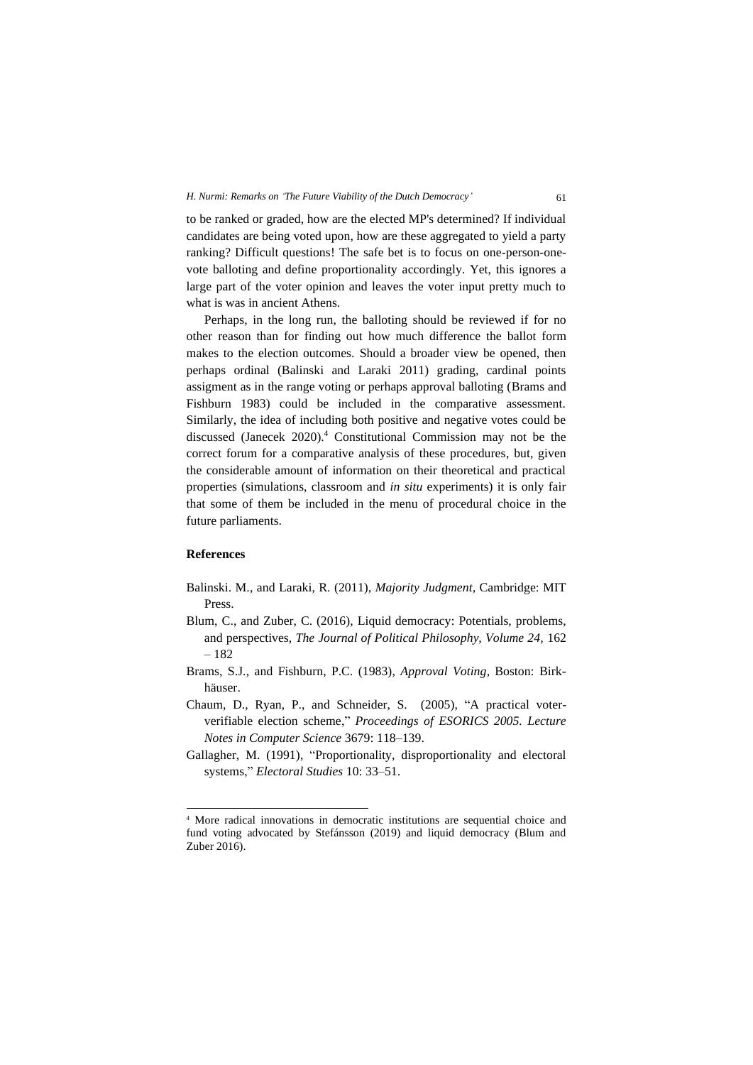to be ranked or graded, how are the elected MP's determined? If individual candidates are being voted upon, how are these aggregated to yield a party ranking? Difficult questions! The safe bet is to focus on one-person-one-vote balloting and define proportionality accordingly. Yet, this ignores a large part of the voter opinion and leaves the voter input pretty much to what is was in ancient Athens.

Perhaps, in the long run, the balloting should be reviewed if for no other reason than for finding out how much difference the ballot form makes to the election outcomes. Should a broader view be opened, then perhaps ordinal (Balinski and Laraki 2011) grading, cardinal points assigment as in the range voting or perhaps approval balloting (Brams and Fishburn 1983) could be included in the comparative assessment. Similarly, the idea of including both positive and negative votes could be discussed (Janecek 2020).[4] Constitutional Commission may not be the correct forum for a comparative analysis of these procedures, but, given the considerable amount of information on their theoretical and practical properties (simulations, classroom and *in situ* experiments) it is only fair that some of them be included in the menu of procedural choice in the future parliaments.

## References

Balinski. M., and Laraki, R. (2011), *Majority Judgment,* Cambridge: MIT Press.

Blum, C., and Zuber, C. (2016), Liquid democracy: Potentials, problems, and perspectives, *The Journal of Political Philosophy, Volume 24,* 162 – 182

Brams, S.J., and Fishburn, P.C. (1983), *Approval Voting,* Boston: Birkhäuser.

Chaum, D., Ryan, P., and Schneider, S. (2005), "A practical voter-verifiable election scheme," *Proceedings of ESORICS 2005. Lecture Notes in Computer Science* 3679: 118–139.

Gallagher, M. (1991), "Proportionality, disproportionality and electoral systems," *Electoral Studies* 10: 33–51.

---

[4] More radical innovations in democratic institutions are sequential choice and fund voting advocated by Stefánsson (2019) and liquid democracy (Blum and Zuber 2016).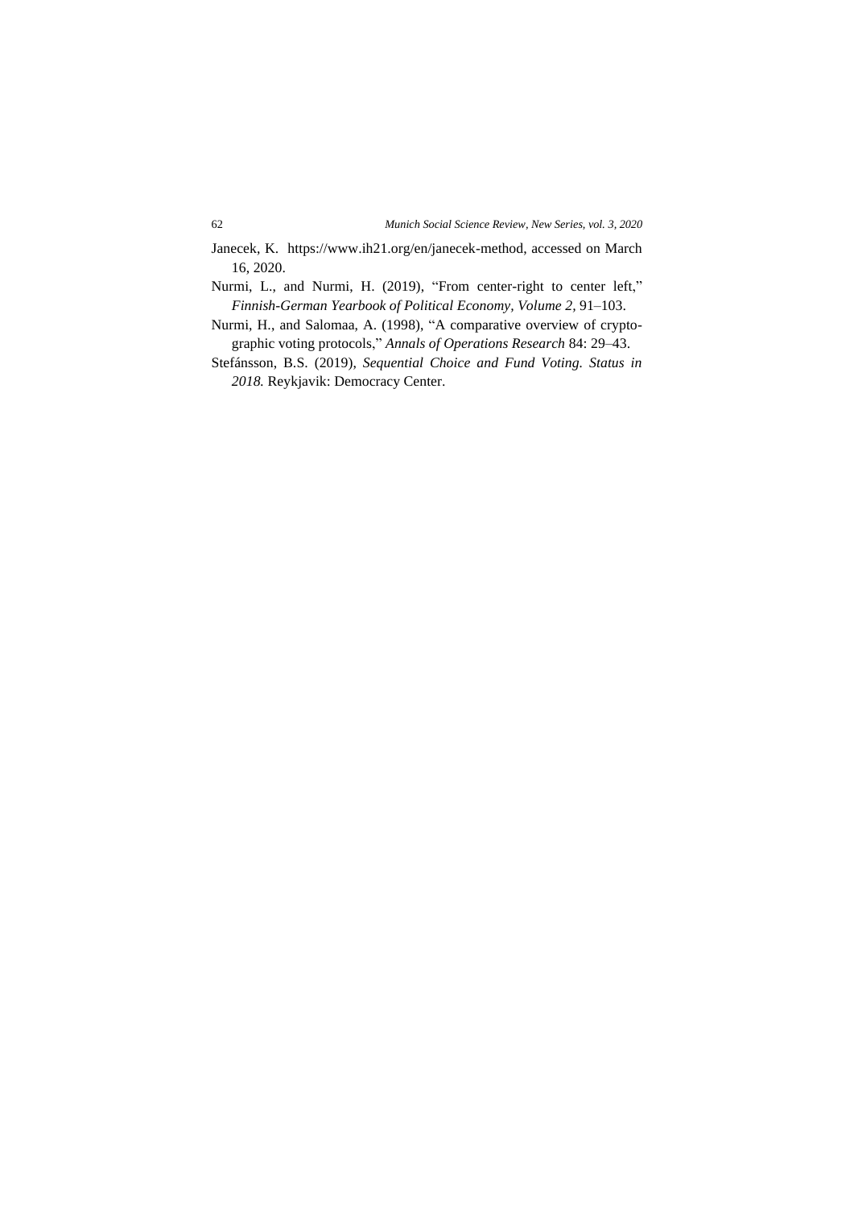Janecek, K. https://www.ih21.org/en/janecek-method, accessed on March 16, 2020.

Nurmi, L., and Nurmi, H. (2019), "From center-right to center left," *Finnish-German Yearbook of Political Economy, Volume 2*, 91–103.

Nurmi, H., and Salomaa, A. (1998), "A comparative overview of cryptographic voting protocols," *Annals of Operations Research* 84: 29–43.

Stefánsson, B.S. (2019), *Sequential Choice and Fund Voting. Status in 2018.* Reykjavik: Democracy Center.